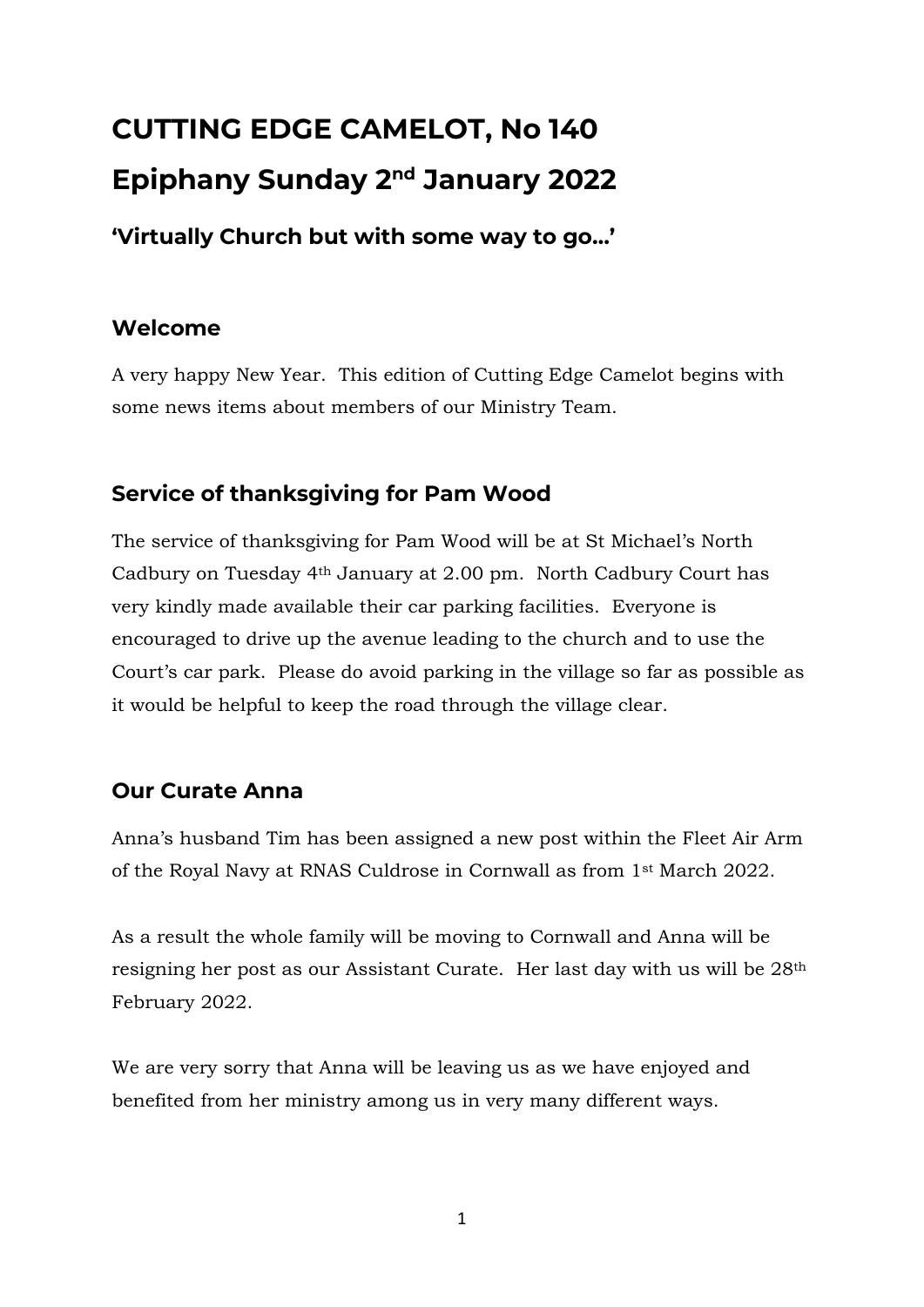# CUTTING EDGE CAMELOT, No 140

# Epiphany Sunday 2nd January 2022

### 'Virtually Church but with some way to go...'

## Welcome

A very happy New Year. This edition of Cutting Edge Camelot begins with some news items about members of our Ministry Team.

## Service of thanksgiving for Pam Wood

The service of thanksgiving for Pam Wood will be at St Michael's North Cadbury on Tuesday 4th January at 2.00 pm. North Cadbury Court has very kindly made available their car parking facilities. Everyone is encouraged to drive up the avenue leading to the church and to use the Court's car park. Please do avoid parking in the village so far as possible as it would be helpful to keep the road through the village clear.

## Our Curate Anna

Anna's husband Tim has been assigned a new post within the Fleet Air Arm of the Royal Navy at RNAS Culdrose in Cornwall as from 1st March 2022.

As a result the whole family will be moving to Cornwall and Anna will be resigning her post as our Assistant Curate. Her last day with us will be 28th February 2022.

We are very sorry that Anna will be leaving us as we have enjoyed and benefited from her ministry among us in very many different ways.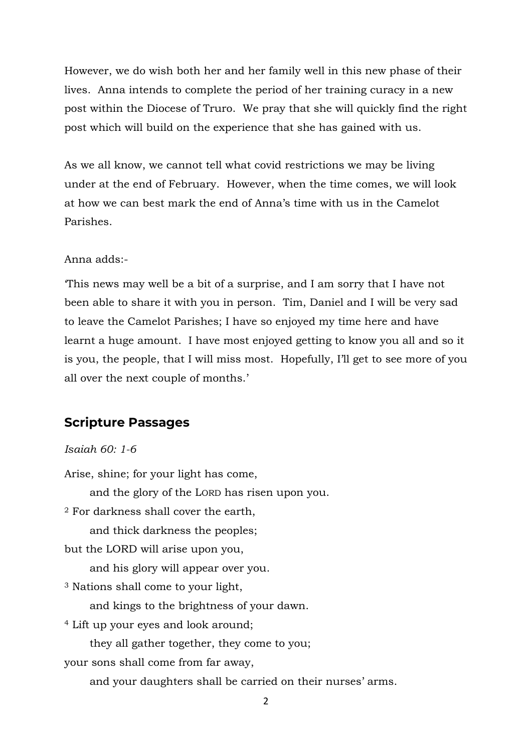However, we do wish both her and her family well in this new phase of their lives. Anna intends to complete the period of her training curacy in a new post within the Diocese of Truro. We pray that she will quickly find the right post which will build on the experience that she has gained with us.

As we all know, we cannot tell what covid restrictions we may be living under at the end of February. However, when the time comes, we will look at how we can best mark the end of Anna's time with us in the Camelot Parishes.

Anna adds:-

'This news may well be a bit of a surprise, and I am sorry that I have not been able to share it with you in person. Tim, Daniel and I will be very sad to leave the Camelot Parishes; I have so enjoyed my time here and have learnt a huge amount. I have most enjoyed getting to know you all and so it is you, the people, that I will miss most. Hopefully, I'll get to see more of you all over the next couple of months.'

## Scripture Passages

*Isaiah 60: 1-6*

Arise, shine; for your light has come,
&nbsp;&nbsp;&nbsp;&nbsp;and the glory of the LORD has risen upon you.
[2] For darkness shall cover the earth,
&nbsp;&nbsp;&nbsp;&nbsp;and thick darkness the peoples;
but the LORD will arise upon you,
&nbsp;&nbsp;&nbsp;&nbsp;and his glory will appear over you.
[3] Nations shall come to your light,
&nbsp;&nbsp;&nbsp;&nbsp;and kings to the brightness of your dawn.
[4] Lift up your eyes and look around;
&nbsp;&nbsp;&nbsp;&nbsp;they all gather together, they come to you;
your sons shall come from far away,
&nbsp;&nbsp;&nbsp;&nbsp;and your daughters shall be carried on their nurses' arms.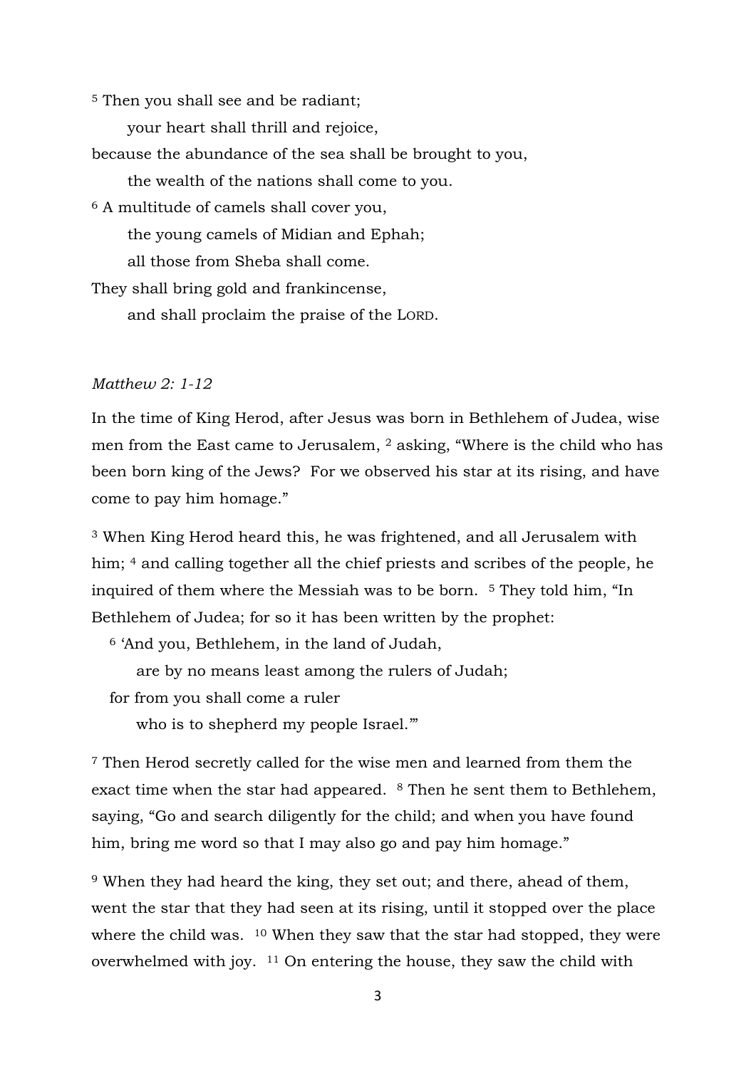[5] Then you shall see and be radiant;

  your heart shall thrill and rejoice,

because the abundance of the sea shall be brought to you,

  the wealth of the nations shall come to you.

[6] A multitude of camels shall cover you,

  the young camels of Midian and Ephah;

  all those from Sheba shall come.

They shall bring gold and frankincense,

  and shall proclaim the praise of the LORD.

*Matthew 2: 1-12*

In the time of King Herod, after Jesus was born in Bethlehem of Judea, wise men from the East came to Jerusalem, [2] asking, “Where is the child who has been born king of the Jews? For we observed his star at its rising, and have come to pay him homage.”

[3] When King Herod heard this, he was frightened, and all Jerusalem with him; [4] and calling together all the chief priests and scribes of the people, he inquired of them where the Messiah was to be born. [5] They told him, “In Bethlehem of Judea; for so it has been written by the prophet:

[6] ‘And you, Bethlehem, in the land of Judah,

  are by no means least among the rulers of Judah;

for from you shall come a ruler

  who is to shepherd my people Israel.’”

[7] Then Herod secretly called for the wise men and learned from them the exact time when the star had appeared. [8] Then he sent them to Bethlehem, saying, “Go and search diligently for the child; and when you have found him, bring me word so that I may also go and pay him homage.”

[9] When they had heard the king, they set out; and there, ahead of them, went the star that they had seen at its rising, until it stopped over the place where the child was. [10] When they saw that the star had stopped, they were overwhelmed with joy. [11] On entering the house, they saw the child with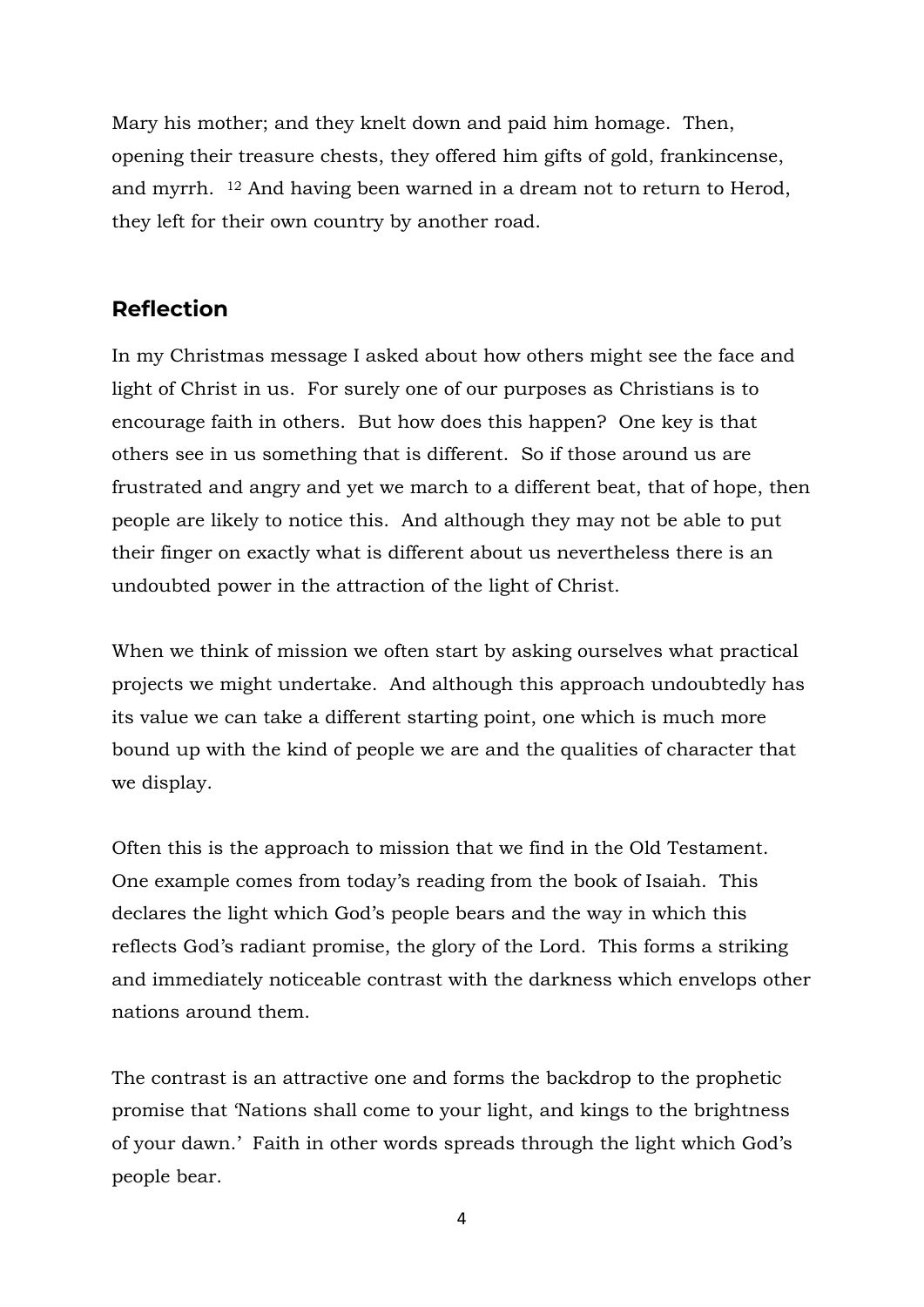Mary his mother; and they knelt down and paid him homage. Then, opening their treasure chests, they offered him gifts of gold, frankincense, and myrrh. [12] And having been warned in a dream not to return to Herod, they left for their own country by another road.

## Reflection

In my Christmas message I asked about how others might see the face and light of Christ in us. For surely one of our purposes as Christians is to encourage faith in others. But how does this happen? One key is that others see in us something that is different. So if those around us are frustrated and angry and yet we march to a different beat, that of hope, then people are likely to notice this. And although they may not be able to put their finger on exactly what is different about us nevertheless there is an undoubted power in the attraction of the light of Christ.

When we think of mission we often start by asking ourselves what practical projects we might undertake. And although this approach undoubtedly has its value we can take a different starting point, one which is much more bound up with the kind of people we are and the qualities of character that we display.

Often this is the approach to mission that we find in the Old Testament. One example comes from today's reading from the book of Isaiah. This declares the light which God's people bears and the way in which this reflects God's radiant promise, the glory of the Lord. This forms a striking and immediately noticeable contrast with the darkness which envelops other nations around them.

The contrast is an attractive one and forms the backdrop to the prophetic promise that 'Nations shall come to your light, and kings to the brightness of your dawn.' Faith in other words spreads through the light which God's people bear.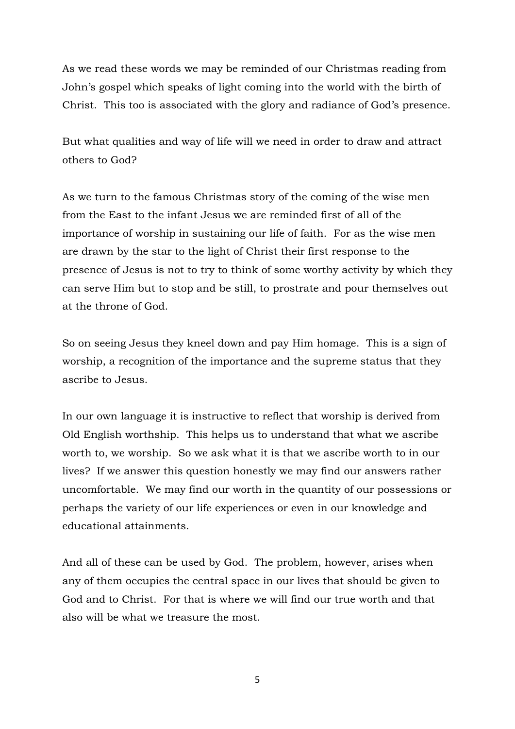As we read these words we may be reminded of our Christmas reading from John's gospel which speaks of light coming into the world with the birth of Christ. This too is associated with the glory and radiance of God's presence.

But what qualities and way of life will we need in order to draw and attract others to God?

As we turn to the famous Christmas story of the coming of the wise men from the East to the infant Jesus we are reminded first of all of the importance of worship in sustaining our life of faith. For as the wise men are drawn by the star to the light of Christ their first response to the presence of Jesus is not to try to think of some worthy activity by which they can serve Him but to stop and be still, to prostrate and pour themselves out at the throne of God.

So on seeing Jesus they kneel down and pay Him homage. This is a sign of worship, a recognition of the importance and the supreme status that they ascribe to Jesus.

In our own language it is instructive to reflect that worship is derived from Old English worthship. This helps us to understand that what we ascribe worth to, we worship. So we ask what it is that we ascribe worth to in our lives? If we answer this question honestly we may find our answers rather uncomfortable. We may find our worth in the quantity of our possessions or perhaps the variety of our life experiences or even in our knowledge and educational attainments.

And all of these can be used by God. The problem, however, arises when any of them occupies the central space in our lives that should be given to God and to Christ. For that is where we will find our true worth and that also will be what we treasure the most.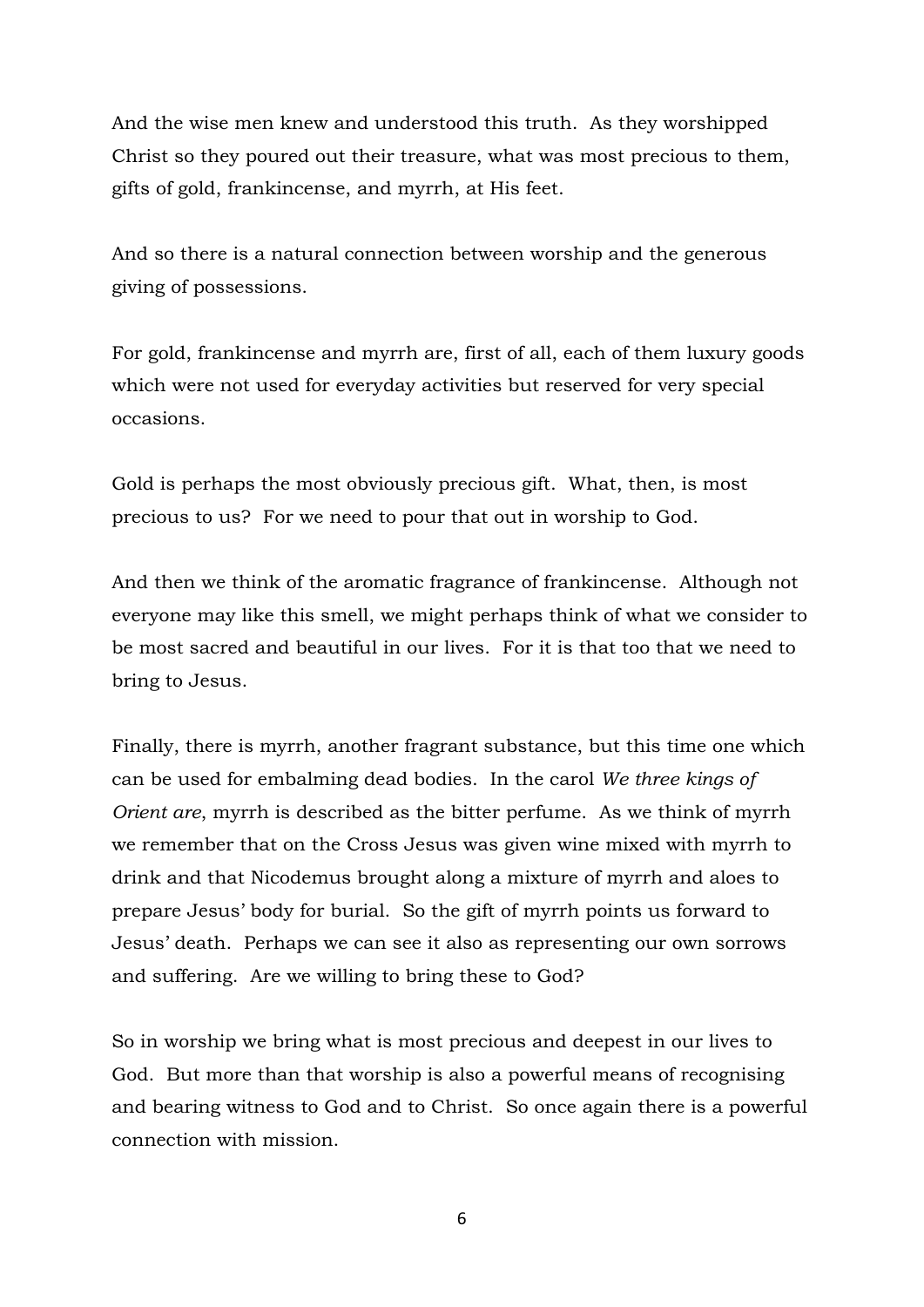And the wise men knew and understood this truth. As they worshipped Christ so they poured out their treasure, what was most precious to them, gifts of gold, frankincense, and myrrh, at His feet.

And so there is a natural connection between worship and the generous giving of possessions.

For gold, frankincense and myrrh are, first of all, each of them luxury goods which were not used for everyday activities but reserved for very special occasions.

Gold is perhaps the most obviously precious gift. What, then, is most precious to us? For we need to pour that out in worship to God.

And then we think of the aromatic fragrance of frankincense. Although not everyone may like this smell, we might perhaps think of what we consider to be most sacred and beautiful in our lives. For it is that too that we need to bring to Jesus.

Finally, there is myrrh, another fragrant substance, but this time one which can be used for embalming dead bodies. In the carol *We three kings of Orient are*, myrrh is described as the bitter perfume. As we think of myrrh we remember that on the Cross Jesus was given wine mixed with myrrh to drink and that Nicodemus brought along a mixture of myrrh and aloes to prepare Jesus' body for burial. So the gift of myrrh points us forward to Jesus' death. Perhaps we can see it also as representing our own sorrows and suffering. Are we willing to bring these to God?

So in worship we bring what is most precious and deepest in our lives to God. But more than that worship is also a powerful means of recognising and bearing witness to God and to Christ. So once again there is a powerful connection with mission.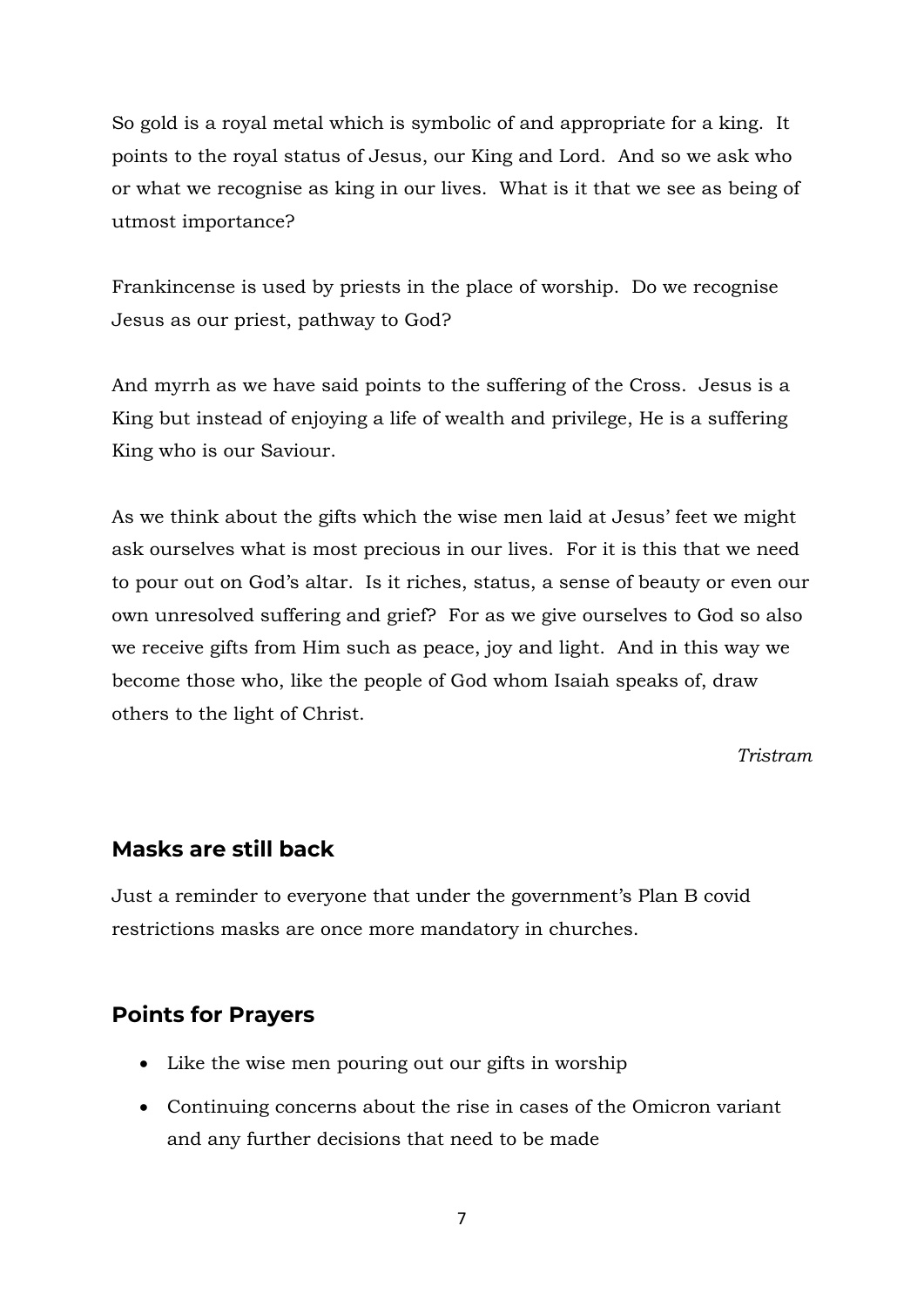So gold is a royal metal which is symbolic of and appropriate for a king. It points to the royal status of Jesus, our King and Lord. And so we ask who or what we recognise as king in our lives. What is it that we see as being of utmost importance?

Frankincense is used by priests in the place of worship. Do we recognise Jesus as our priest, pathway to God?

And myrrh as we have said points to the suffering of the Cross. Jesus is a King but instead of enjoying a life of wealth and privilege, He is a suffering King who is our Saviour.

As we think about the gifts which the wise men laid at Jesus' feet we might ask ourselves what is most precious in our lives. For it is this that we need to pour out on God's altar. Is it riches, status, a sense of beauty or even our own unresolved suffering and grief? For as we give ourselves to God so also we receive gifts from Him such as peace, joy and light. And in this way we become those who, like the people of God whom Isaiah speaks of, draw others to the light of Christ.

*Tristram*

## Masks are still back

Just a reminder to everyone that under the government's Plan B covid restrictions masks are once more mandatory in churches.

## Points for Prayers

- Like the wise men pouring out our gifts in worship
- Continuing concerns about the rise in cases of the Omicron variant and any further decisions that need to be made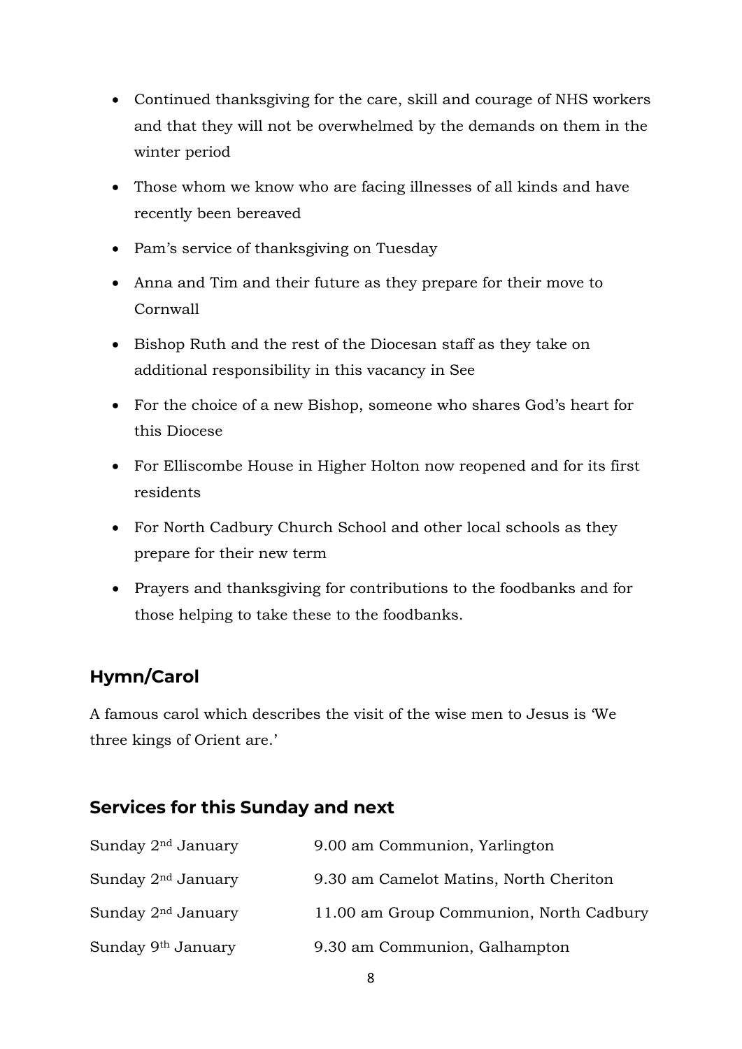- Continued thanksgiving for the care, skill and courage of NHS workers and that they will not be overwhelmed by the demands on them in the winter period
- Those whom we know who are facing illnesses of all kinds and have recently been bereaved
- Pam's service of thanksgiving on Tuesday
- Anna and Tim and their future as they prepare for their move to Cornwall
- Bishop Ruth and the rest of the Diocesan staff as they take on additional responsibility in this vacancy in See
- For the choice of a new Bishop, someone who shares God's heart for this Diocese
- For Elliscombe House in Higher Holton now reopened and for its first residents
- For North Cadbury Church School and other local schools as they prepare for their new term
- Prayers and thanksgiving for contributions to the foodbanks and for those helping to take these to the foodbanks.

## Hymn/Carol

A famous carol which describes the visit of the wise men to Jesus is 'We three kings of Orient are.'

## Services for this Sunday and next

| | |
|---|---|
| Sunday 2nd January | 9.00 am Communion, Yarlington |
| Sunday 2nd January | 9.30 am Camelot Matins, North Cheriton |
| Sunday 2nd January | 11.00 am Group Communion, North Cadbury |
| Sunday 9th January | 9.30 am Communion, Galhampton |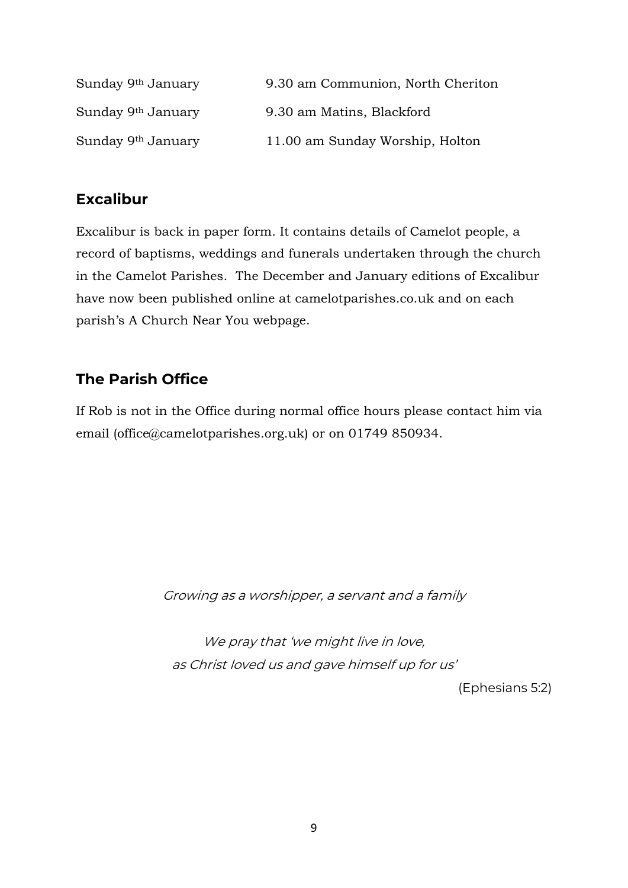| | |
|---|---|
| Sunday 9th January | 9.30 am Communion, North Cheriton |
| Sunday 9th January | 9.30 am Matins, Blackford |
| Sunday 9th January | 11.00 am Sunday Worship, Holton |

## Excalibur

Excalibur is back in paper form. It contains details of Camelot people, a record of baptisms, weddings and funerals undertaken through the church in the Camelot Parishes. The December and January editions of Excalibur have now been published online at camelotparishes.co.uk and on each parish's A Church Near You webpage.

## The Parish Office

If Rob is not in the Office during normal office hours please contact him via email (office@camelotparishes.org.uk) or on 01749 850934.

*Growing as a worshipper, a servant and a family*

*We pray that 'we might live in love,*
*as Christ loved us and gave himself up for us'*

(Ephesians 5:2)